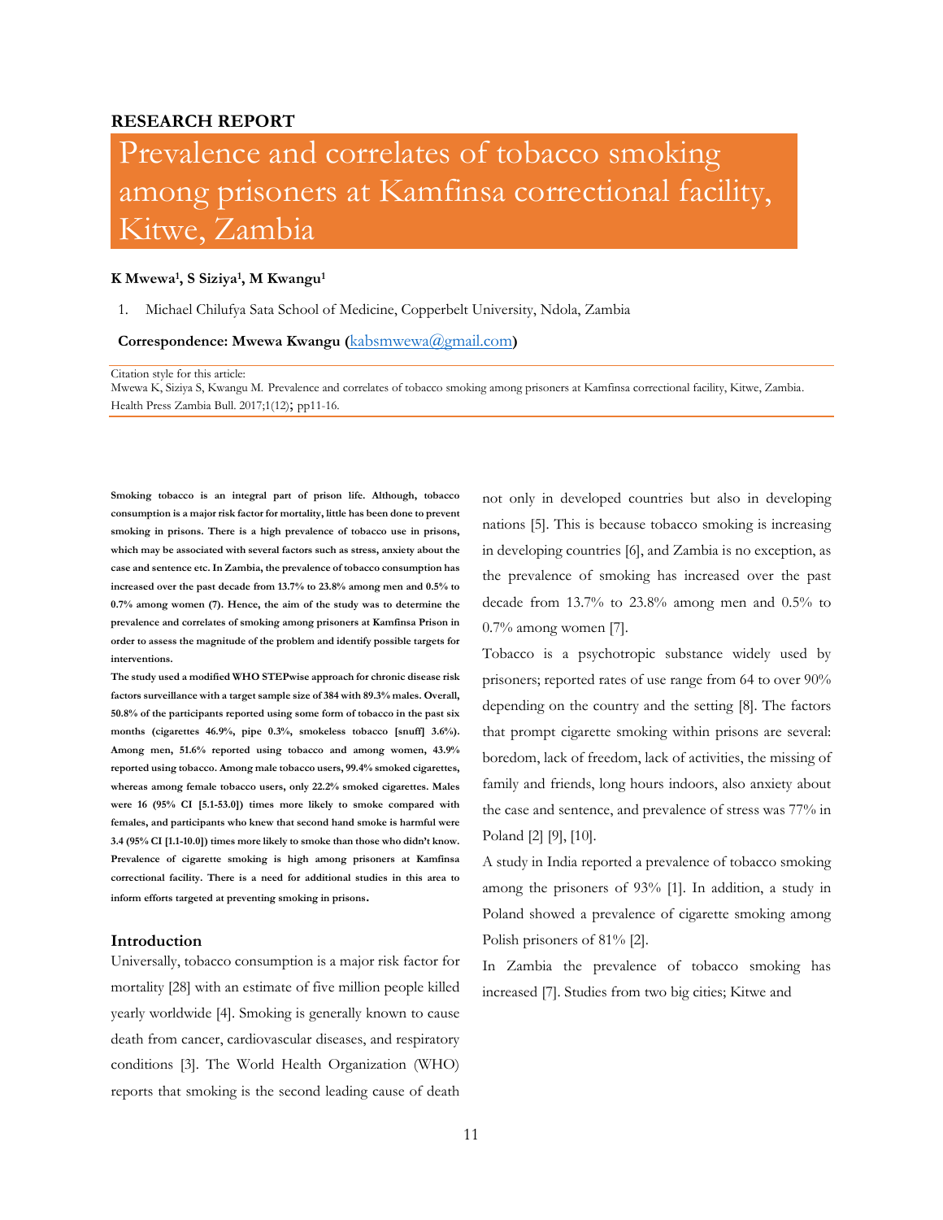**RESEARCH REPORT**

# Prevalence and correlates of tobacco smoking among prisoners at Kamfinsa correctional facility, Kitwe, Zambia

**K Mwewa[1], S Siziya[1], M Kwangu[1]**

1. Michael Chilufya Sata School of Medicine, Copperbelt University, Ndola, Zambia

**Correspondence: Mwewa Kwangu (kabsmwewa@gmail.com)**

Citation style for this article:
Mwewa K, Siziya S, Kwangu M. Prevalence and correlates of tobacco smoking among prisoners at Kamfinsa correctional facility, Kitwe, Zambia. Health Press Zambia Bull. 2017;1(12); pp11-16.

**Smoking tobacco is an integral part of prison life. Although, tobacco consumption is a major risk factor for mortality, little has been done to prevent smoking in prisons. There is a high prevalence of tobacco use in prisons, which may be associated with several factors such as stress, anxiety about the case and sentence etc. In Zambia, the prevalence of tobacco consumption has increased over the past decade from 13.7% to 23.8% among men and 0.5% to 0.7% among women (7). Hence, the aim of the study was to determine the prevalence and correlates of smoking among prisoners at Kamfinsa Prison in order to assess the magnitude of the problem and identify possible targets for interventions.**

**The study used a modified WHO STEPwise approach for chronic disease risk factors surveillance with a target sample size of 384 with 89.3% males. Overall, 50.8% of the participants reported using some form of tobacco in the past six months (cigarettes 46.9%, pipe 0.3%, smokeless tobacco [snuff] 3.6%). Among men, 51.6% reported using tobacco and among women, 43.9% reported using tobacco. Among male tobacco users, 99.4% smoked cigarettes, whereas among female tobacco users, only 22.2% smoked cigarettes. Males were 16 (95% CI [5.1-53.0]) times more likely to smoke compared with females, and participants who knew that second hand smoke is harmful were 3.4 (95% CI [1.1-10.0]) times more likely to smoke than those who didn't know. Prevalence of cigarette smoking is high among prisoners at Kamfinsa correctional facility. There is a need for additional studies in this area to inform efforts targeted at preventing smoking in prisons.**

## Introduction

Universally, tobacco consumption is a major risk factor for mortality [28] with an estimate of five million people killed yearly worldwide [4]. Smoking is generally known to cause death from cancer, cardiovascular diseases, and respiratory conditions [3]. The World Health Organization (WHO) reports that smoking is the second leading cause of death not only in developed countries but also in developing nations [5]. This is because tobacco smoking is increasing in developing countries [6], and Zambia is no exception, as the prevalence of smoking has increased over the past decade from 13.7% to 23.8% among men and 0.5% to 0.7% among women [7].

Tobacco is a psychotropic substance widely used by prisoners; reported rates of use range from 64 to over 90% depending on the country and the setting [8]. The factors that prompt cigarette smoking within prisons are several: boredom, lack of freedom, lack of activities, the missing of family and friends, long hours indoors, also anxiety about the case and sentence, and prevalence of stress was 77% in Poland [2] [9], [10].

A study in India reported a prevalence of tobacco smoking among the prisoners of 93% [1]. In addition, a study in Poland showed a prevalence of cigarette smoking among Polish prisoners of 81% [2].

In Zambia the prevalence of tobacco smoking has increased [7]. Studies from two big cities; Kitwe and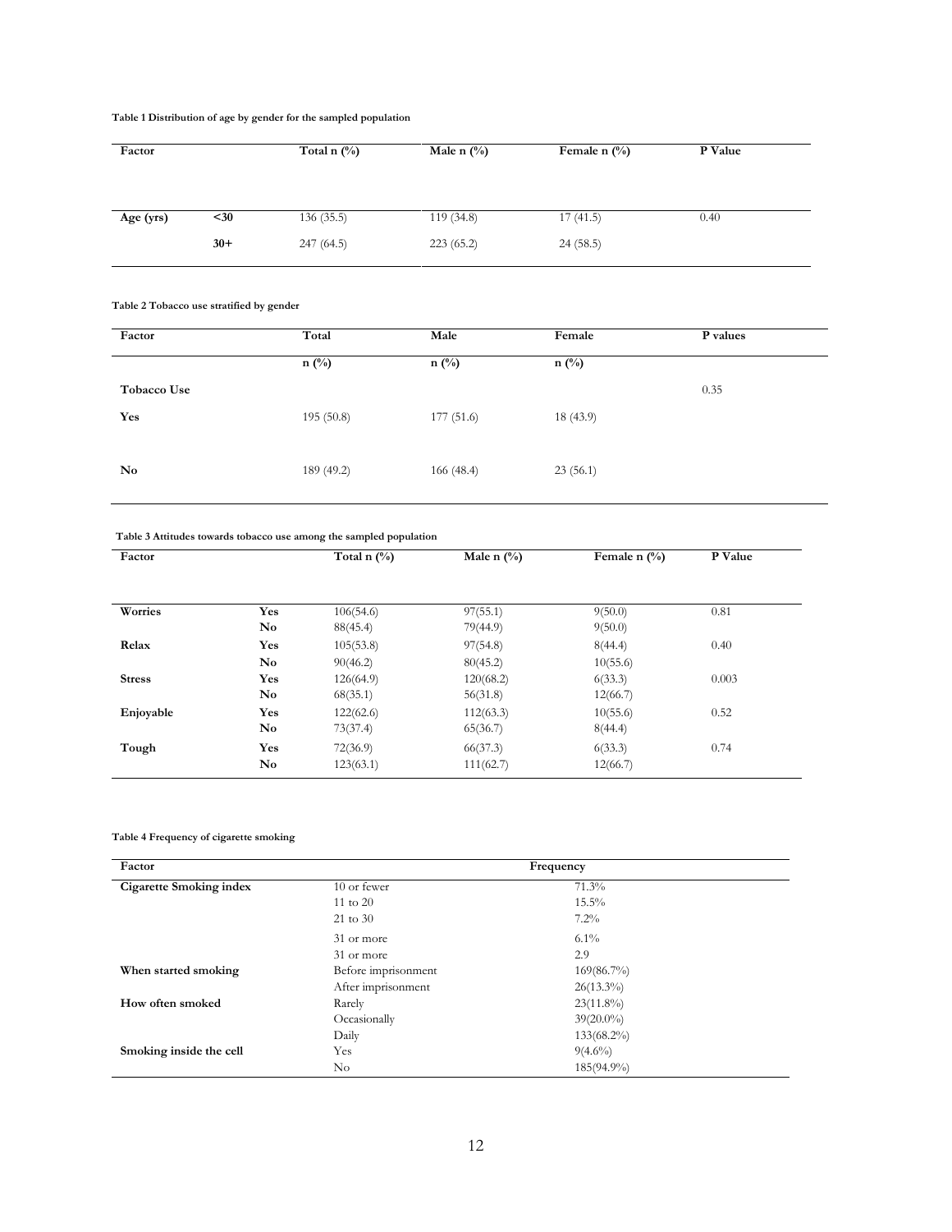**Table 1 Distribution of age by gender for the sampled population**

| Factor | | Total n (%) | Male n (%) | Female n (%) | P Value |
|---|---|---|---|---|---|
| Age (yrs) | <30 | 136 (35.5) | 119 (34.8) | 17 (41.5) | 0.40 |
| | 30+ | 247 (64.5) | 223 (65.2) | 24 (58.5) | |

**Table 2 Tobacco use stratified by gender**

| Factor | Total | Male | Female | P values |
|---|---|---|---|---|
| | n (%) | n (%) | n (%) | |
| Tobacco Use | | | | 0.35 |
| Yes | 195 (50.8) | 177 (51.6) | 18 (43.9) | |
| No | 189 (49.2) | 166 (48.4) | 23 (56.1) | |

**Table 3 Attitudes towards tobacco use among the sampled population**

| Factor | | Total n (%) | Male n (%) | Female n (%) | P Value |
|---|---|---|---|---|---|
| Worries | Yes | 106(54.6) | 97(55.1) | 9(50.0) | 0.81 |
| | No | 88(45.4) | 79(44.9) | 9(50.0) | |
| Relax | Yes | 105(53.8) | 97(54.8) | 8(44.4) | 0.40 |
| | No | 90(46.2) | 80(45.2) | 10(55.6) | |
| Stress | Yes | 126(64.9) | 120(68.2) | 6(33.3) | 0.003 |
| | No | 68(35.1) | 56(31.8) | 12(66.7) | |
| Enjoyable | Yes | 122(62.6) | 112(63.3) | 10(55.6) | 0.52 |
| | No | 73(37.4) | 65(36.7) | 8(44.4) | |
| Tough | Yes | 72(36.9) | 66(37.3) | 6(33.3) | 0.74 |
| | No | 123(63.1) | 111(62.7) | 12(66.7) | |

**Table 4 Frequency of cigarette smoking**

| Factor | | Frequency |
|---|---|---|
| Cigarette Smoking index | 10 or fewer | 71.3% |
| | 11 to 20 | 15.5% |
| | 21 to 30 | 7.2% |
| | 31 or more | 6.1% |
| | 31 or more | 2.9 |
| When started smoking | Before imprisonment | 169(86.7%) |
| | After imprisonment | 26(13.3%) |
| How often smoked | Rarely | 23(11.8%) |
| | Occasionally | 39(20.0%) |
| | Daily | 133(68.2%) |
| Smoking inside the cell | Yes | 9(4.6%) |
| | No | 185(94.9%) |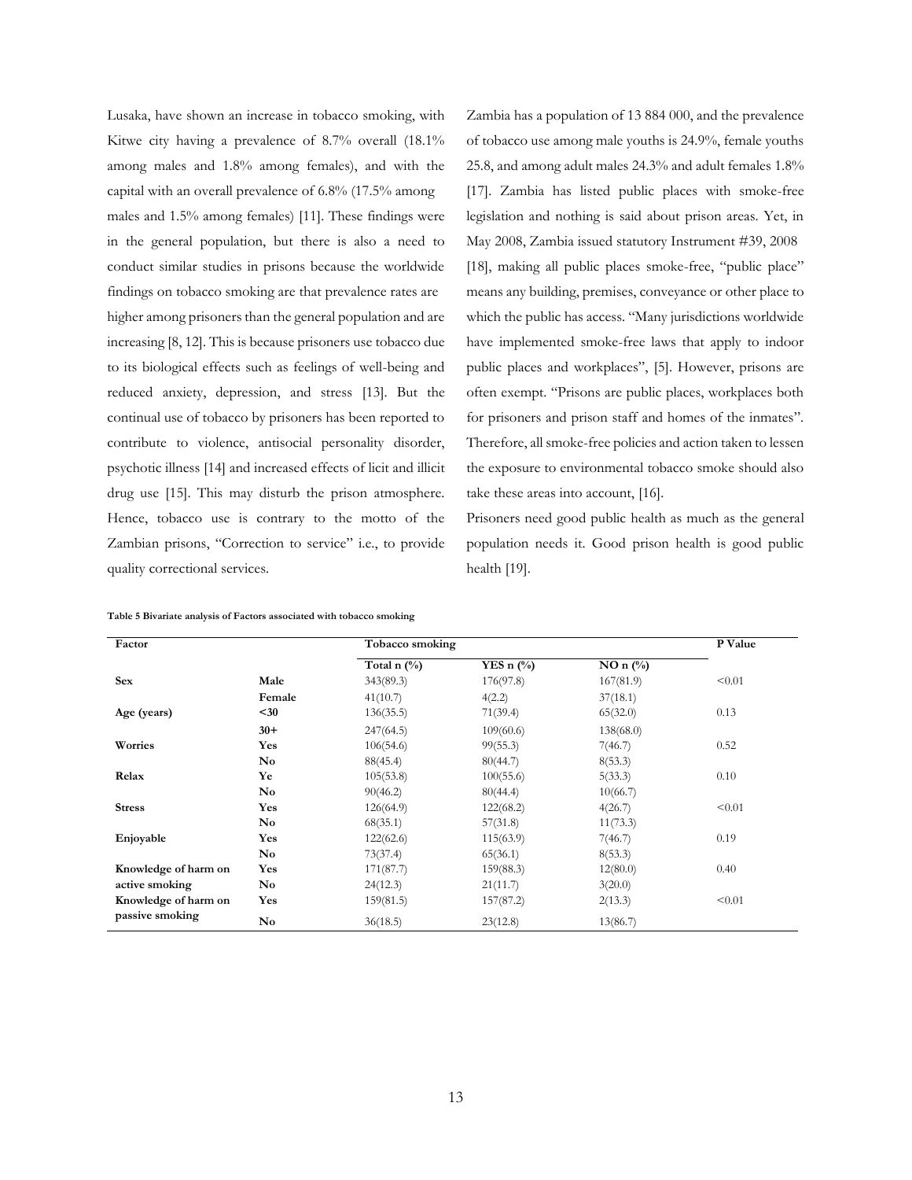Lusaka, have shown an increase in tobacco smoking, with Kitwe city having a prevalence of 8.7% overall (18.1% among males and 1.8% among females), and with the capital with an overall prevalence of 6.8% (17.5% among males and 1.5% among females) [11]. These findings were in the general population, but there is also a need to conduct similar studies in prisons because the worldwide findings on tobacco smoking are that prevalence rates are higher among prisoners than the general population and are increasing [8, 12]. This is because prisoners use tobacco due to its biological effects such as feelings of well-being and reduced anxiety, depression, and stress [13]. But the continual use of tobacco by prisoners has been reported to contribute to violence, antisocial personality disorder, psychotic illness [14] and increased effects of licit and illicit drug use [15]. This may disturb the prison atmosphere. Hence, tobacco use is contrary to the motto of the Zambian prisons, "Correction to service" i.e., to provide quality correctional services.

Zambia has a population of 13 884 000, and the prevalence of tobacco use among male youths is 24.9%, female youths 25.8, and among adult males 24.3% and adult females 1.8% [17]. Zambia has listed public places with smoke-free legislation and nothing is said about prison areas. Yet, in May 2008, Zambia issued statutory Instrument #39, 2008 [18], making all public places smoke-free, "public place" means any building, premises, conveyance or other place to which the public has access. "Many jurisdictions worldwide have implemented smoke-free laws that apply to indoor public places and workplaces", [5]. However, prisons are often exempt. "Prisons are public places, workplaces both for prisoners and prison staff and homes of the inmates". Therefore, all smoke-free policies and action taken to lessen the exposure to environmental tobacco smoke should also take these areas into account, [16].

Prisoners need good public health as much as the general population needs it. Good prison health is good public health [19].

**Table 5 Bivariate analysis of Factors associated with tobacco smoking**

| Factor | | Tobacco smoking | | | P Value |
|---|---|---|---|---|---|
| | | Total n (%) | YES n (%) | NO n (%) | |
| **Sex** | **Male** | 343(89.3) | 176(97.8) | 167(81.9) | <0.01 |
| | **Female** | 41(10.7) | 4(2.2) | 37(18.1) | |
| **Age (years)** | **<30** | 136(35.5) | 71(39.4) | 65(32.0) | 0.13 |
| | **30+** | 247(64.5) | 109(60.6) | 138(68.0) | |
| **Worries** | **Yes** | 106(54.6) | 99(55.3) | 7(46.7) | 0.52 |
| | **No** | 88(45.4) | 80(44.7) | 8(53.3) | |
| **Relax** | **Ye** | 105(53.8) | 100(55.6) | 5(33.3) | 0.10 |
| | **No** | 90(46.2) | 80(44.4) | 10(66.7) | |
| **Stress** | **Yes** | 126(64.9) | 122(68.2) | 4(26.7) | <0.01 |
| | **No** | 68(35.1) | 57(31.8) | 11(73.3) | |
| **Enjoyable** | **Yes** | 122(62.6) | 115(63.9) | 7(46.7) | 0.19 |
| | **No** | 73(37.4) | 65(36.1) | 8(53.3) | |
| **Knowledge of harm on active smoking** | **Yes** | 171(87.7) | 159(88.3) | 12(80.0) | 0.40 |
| | **No** | 24(12.3) | 21(11.7) | 3(20.0) | |
| **Knowledge of harm on passive smoking** | **Yes** | 159(81.5) | 157(87.2) | 2(13.3) | <0.01 |
| | **No** | 36(18.5) | 23(12.8) | 13(86.7) | |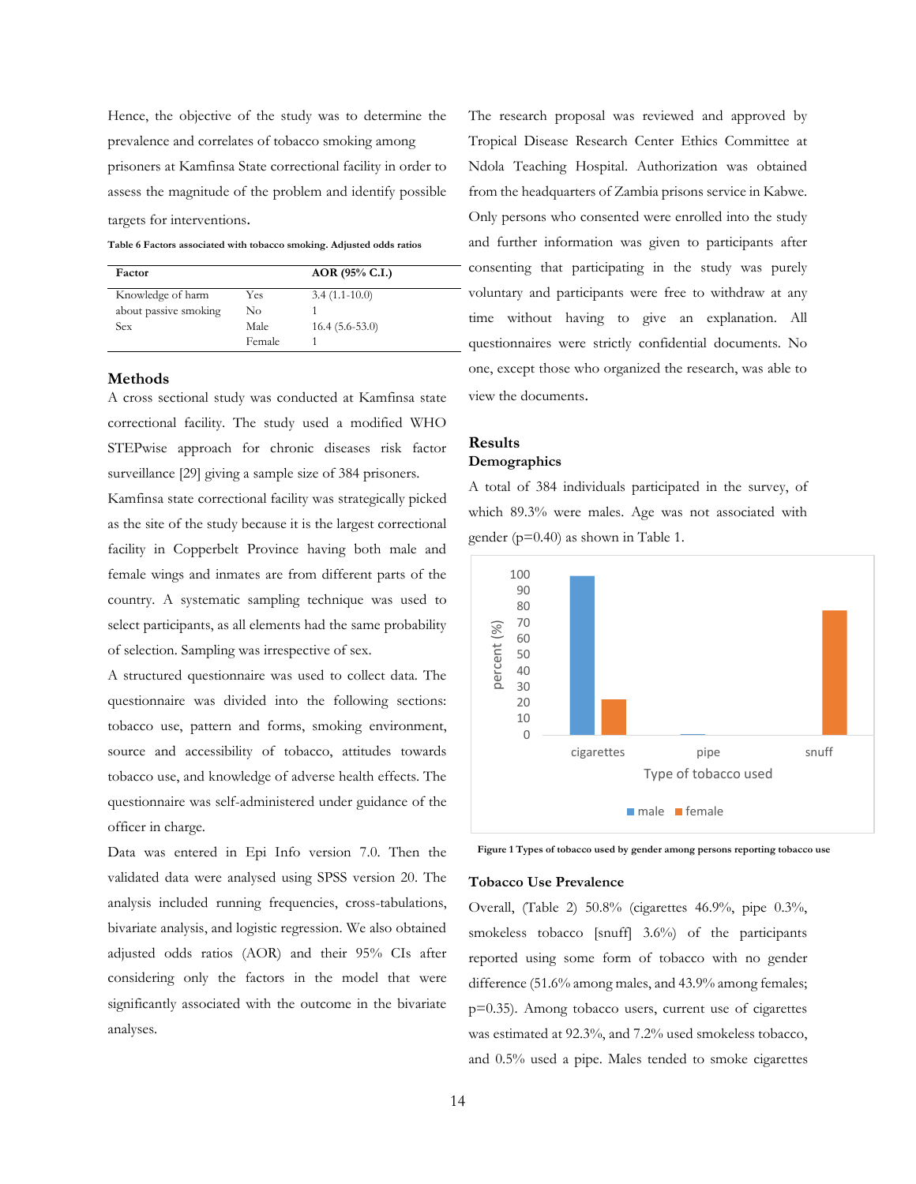Hence, the objective of the study was to determine the prevalence and correlates of tobacco smoking among prisoners at Kamfinsa State correctional facility in order to assess the magnitude of the problem and identify possible targets for interventions.

**Table 6 Factors associated with tobacco smoking. Adjusted odds ratios**

| Factor | | AOR (95% C.I.) |
|---|---|---|
| Knowledge of harm about passive smoking | Yes | 3.4 (1.1-10.0) |
| | No | 1 |
| Sex | Male | 16.4 (5.6-53.0) |
| | Female | 1 |

## Methods

A cross sectional study was conducted at Kamfinsa state correctional facility. The study used a modified WHO STEPwise approach for chronic diseases risk factor surveillance [29] giving a sample size of 384 prisoners. Kamfinsa state correctional facility was strategically picked as the site of the study because it is the largest correctional facility in Copperbelt Province having both male and female wings and inmates are from different parts of the country. A systematic sampling technique was used to select participants, as all elements had the same probability of selection. Sampling was irrespective of sex.

A structured questionnaire was used to collect data. The questionnaire was divided into the following sections: tobacco use, pattern and forms, smoking environment, source and accessibility of tobacco, attitudes towards tobacco use, and knowledge of adverse health effects. The questionnaire was self-administered under guidance of the officer in charge.

Data was entered in Epi Info version 7.0. Then the validated data were analysed using SPSS version 20. The analysis included running frequencies, cross-tabulations, bivariate analysis, and logistic regression. We also obtained adjusted odds ratios (AOR) and their 95% CIs after considering only the factors in the model that were significantly associated with the outcome in the bivariate analyses.

The research proposal was reviewed and approved by Tropical Disease Research Center Ethics Committee at Ndola Teaching Hospital. Authorization was obtained from the headquarters of Zambia prisons service in Kabwe. Only persons who consented were enrolled into the study and further information was given to participants after consenting that participating in the study was purely voluntary and participants were free to withdraw at any time without having to give an explanation. All questionnaires were strictly confidential documents. No one, except those who organized the research, was able to view the documents.

## Results

### Demographics

A total of 384 individuals participated in the survey, of which 89.3% were males. Age was not associated with gender (p=0.40) as shown in Table 1.

**Figure 1** Types of tobacco used by gender among persons reporting tobacco use

### Tobacco Use Prevalence

Overall, (Table 2) 50.8% (cigarettes 46.9%, pipe 0.3%, smokeless tobacco [snuff] 3.6%) of the participants reported using some form of tobacco with no gender difference (51.6% among males, and 43.9% among females; p=0.35). Among tobacco users, current use of cigarettes was estimated at 92.3%, and 7.2% used smokeless tobacco, and 0.5% used a pipe. Males tended to smoke cigarettes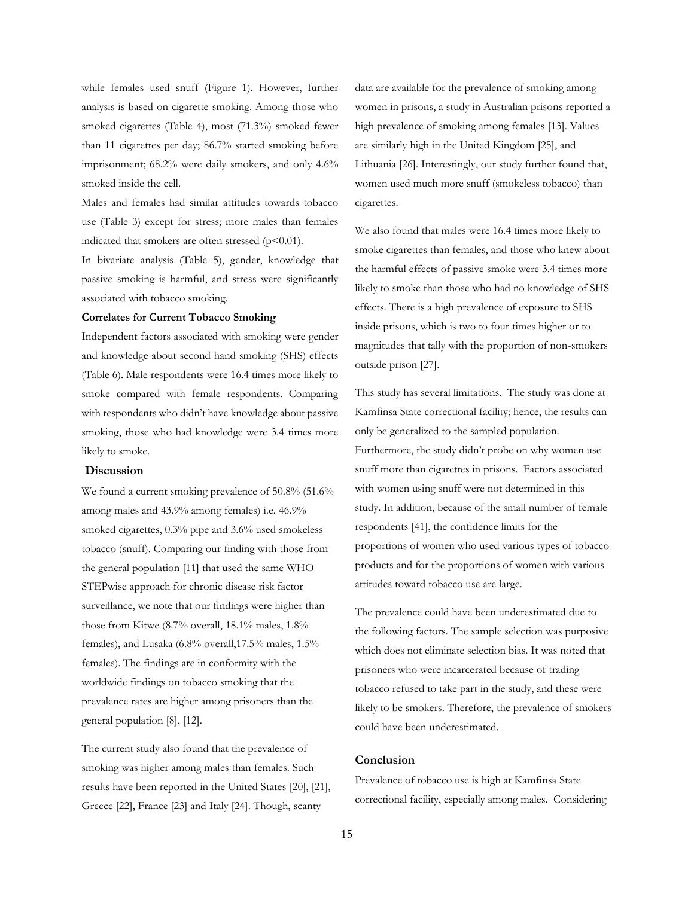while females used snuff (Figure 1). However, further analysis is based on cigarette smoking. Among those who smoked cigarettes (Table 4), most (71.3%) smoked fewer than 11 cigarettes per day; 86.7% started smoking before imprisonment; 68.2% were daily smokers, and only 4.6% smoked inside the cell.

Males and females had similar attitudes towards tobacco use (Table 3) except for stress; more males than females indicated that smokers are often stressed ($p<0.01$).

In bivariate analysis (Table 5), gender, knowledge that passive smoking is harmful, and stress were significantly associated with tobacco smoking.

**Correlates for Current Tobacco Smoking**

Independent factors associated with smoking were gender and knowledge about second hand smoking (SHS) effects (Table 6). Male respondents were 16.4 times more likely to smoke compared with female respondents. Comparing with respondents who didn't have knowledge about passive smoking, those who had knowledge were 3.4 times more likely to smoke.

## Discussion

We found a current smoking prevalence of 50.8% (51.6% among males and 43.9% among females) i.e. 46.9% smoked cigarettes, 0.3% pipe and 3.6% used smokeless tobacco (snuff). Comparing our finding with those from the general population [11] that used the same WHO STEPwise approach for chronic disease risk factor surveillance, we note that our findings were higher than those from Kitwe (8.7% overall, 18.1% males, 1.8% females), and Lusaka (6.8% overall,17.5% males, 1.5% females). The findings are in conformity with the worldwide findings on tobacco smoking that the prevalence rates are higher among prisoners than the general population [8], [12].

The current study also found that the prevalence of smoking was higher among males than females. Such results have been reported in the United States [20], [21], Greece [22], France [23] and Italy [24]. Though, scanty data are available for the prevalence of smoking among women in prisons, a study in Australian prisons reported a high prevalence of smoking among females [13]. Values are similarly high in the United Kingdom [25], and Lithuania [26]. Interestingly, our study further found that, women used much more snuff (smokeless tobacco) than cigarettes.

We also found that males were 16.4 times more likely to smoke cigarettes than females, and those who knew about the harmful effects of passive smoke were 3.4 times more likely to smoke than those who had no knowledge of SHS effects. There is a high prevalence of exposure to SHS inside prisons, which is two to four times higher or to magnitudes that tally with the proportion of non-smokers outside prison [27].

This study has several limitations. The study was done at Kamfinsa State correctional facility; hence, the results can only be generalized to the sampled population. Furthermore, the study didn't probe on why women use snuff more than cigarettes in prisons. Factors associated with women using snuff were not determined in this study. In addition, because of the small number of female respondents [41], the confidence limits for the proportions of women who used various types of tobacco products and for the proportions of women with various attitudes toward tobacco use are large.

The prevalence could have been underestimated due to the following factors. The sample selection was purposive which does not eliminate selection bias. It was noted that prisoners who were incarcerated because of trading tobacco refused to take part in the study, and these were likely to be smokers. Therefore, the prevalence of smokers could have been underestimated.

## Conclusion

Prevalence of tobacco use is high at Kamfinsa State correctional facility, especially among males. Considering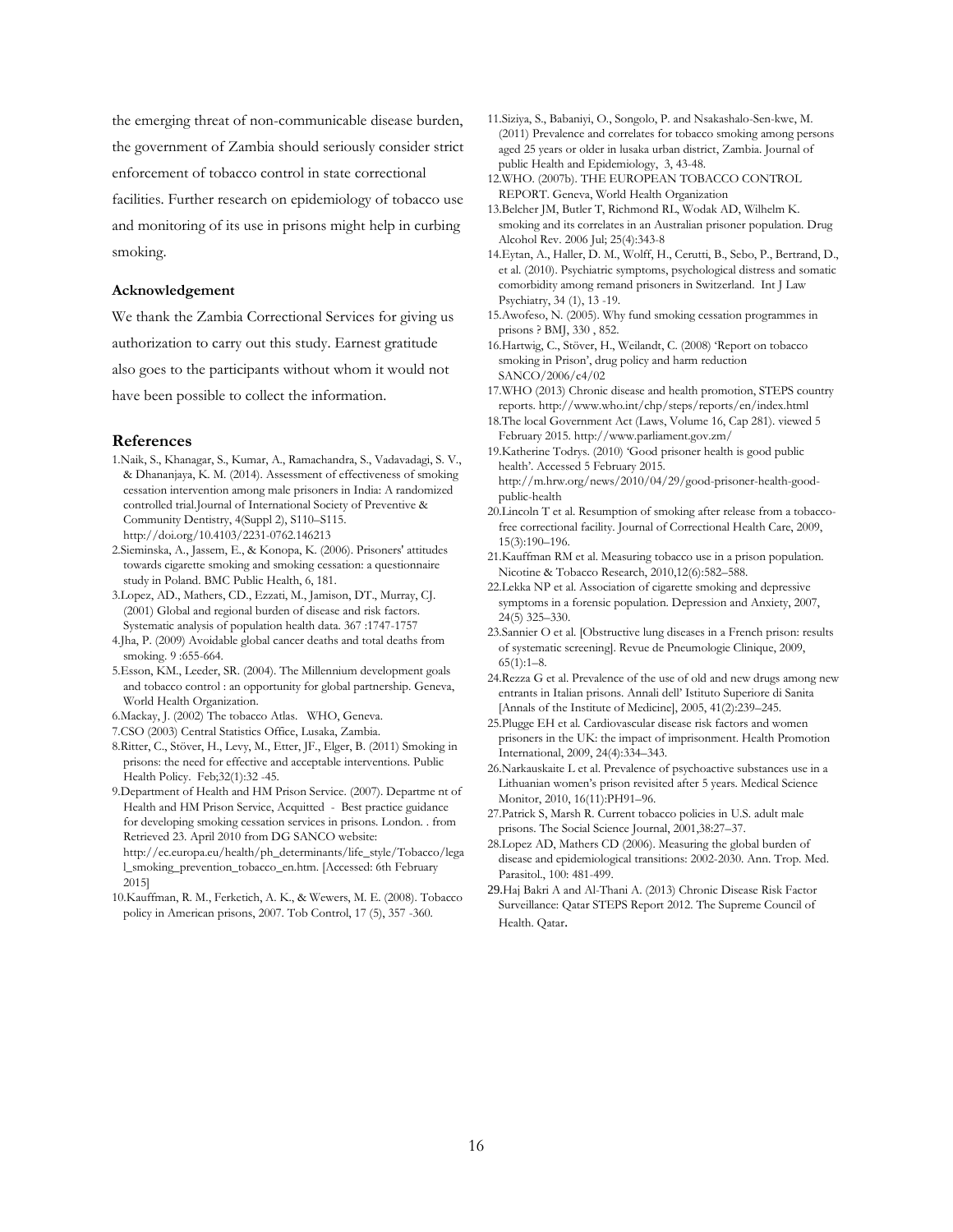the emerging threat of non-communicable disease burden, the government of Zambia should seriously consider strict enforcement of tobacco control in state correctional facilities. Further research on epidemiology of tobacco use and monitoring of its use in prisons might help in curbing smoking.

### Acknowledgement

We thank the Zambia Correctional Services for giving us authorization to carry out this study. Earnest gratitude also goes to the participants without whom it would not have been possible to collect the information.

## References

1.Naik, S., Khanagar, S., Kumar, A., Ramachandra, S., Vadavadagi, S. V., & Dhananjaya, K. M. (2014). Assessment of effectiveness of smoking cessation intervention among male prisoners in India: A randomized controlled trial.Journal of International Society of Preventive & Community Dentistry, 4(Suppl 2), S110–S115. http://doi.org/10.4103/2231-0762.146213

2.Sieminska, A., Jassem, E., & Konopa, K. (2006). Prisoners' attitudes towards cigarette smoking and smoking cessation: a questionnaire study in Poland. BMC Public Health, 6, 181.

3.Lopez, AD., Mathers, CD., Ezzati, M., Jamison, DT., Murray, CJ. (2001) Global and regional burden of disease and risk factors. Systematic analysis of population health data. 367 :1747-1757

4.Jha, P. (2009) Avoidable global cancer deaths and total deaths from smoking. 9 :655-664.

5.Esson, KM., Leeder, SR. (2004). The Millennium development goals and tobacco control : an opportunity for global partnership. Geneva, World Health Organization.

6.Mackay, J. (2002) The tobacco Atlas. WHO, Geneva.

7.CSO (2003) Central Statistics Office, Lusaka, Zambia.

8.Ritter, C., Stöver, H., Levy, M., Etter, JF., Elger, B. (2011) Smoking in prisons: the need for effective and acceptable interventions. Public Health Policy. Feb;32(1):32 -45.

9.Department of Health and HM Prison Service. (2007). Departme nt of Health and HM Prison Service, Acquitted - Best practice guidance for developing smoking cessation services in prisons. London. . from Retrieved 23. April 2010 from DG SANCO website: http://ec.europa.eu/health/ph_determinants/life_style/Tobacco/legal_smoking_prevention_tobacco_en.htm. [Accessed: 6th February 2015]

10.Kauffman, R. M., Ferketich, A. K., & Wewers, M. E. (2008). Tobacco policy in American prisons, 2007. Tob Control, 17 (5), 357 -360.

11.Siziya, S., Babaniyi, O., Songolo, P. and Nsakashalo-Sen-kwe, M. (2011) Prevalence and correlates for tobacco smoking among persons aged 25 years or older in lusaka urban district, Zambia. Journal of public Health and Epidemiology, 3, 43-48.

12.WHO. (2007b). THE EUROPEAN TOBACCO CONTROL REPORT. Geneva, World Health Organization

13.Belcher JM, Butler T, Richmond RL, Wodak AD, Wilhelm K. smoking and its correlates in an Australian prisoner population. Drug Alcohol Rev. 2006 Jul; 25(4):343-8

14.Eytan, A., Haller, D. M., Wolff, H., Cerutti, B., Sebo, P., Bertrand, D., et al. (2010). Psychiatric symptoms, psychological distress and somatic comorbidity among remand prisoners in Switzerland. Int J Law Psychiatry, 34 (1), 13 -19.

15.Awofeso, N. (2005). Why fund smoking cessation programmes in prisons ? BMJ, 330 , 852.

16.Hartwig, C., Stöver, H., Weilandt, C. (2008) 'Report on tobacco smoking in Prison', drug policy and harm reduction SANCO/2006/c4/02

17.WHO (2013) Chronic disease and health promotion, STEPS country reports. http://www.who.int/chp/steps/reports/en/index.html

18.The local Government Act (Laws, Volume 16, Cap 281). viewed 5 February 2015. http://www.parliament.gov.zm/

19.Katherine Todrys. (2010) 'Good prisoner health is good public health'. Accessed 5 February 2015. http://m.hrw.org/news/2010/04/29/good-prisoner-health-good-public-health

20.Lincoln T et al. Resumption of smoking after release from a tobacco-free correctional facility. Journal of Correctional Health Care, 2009, 15(3):190–196.

21.Kauffman RM et al. Measuring tobacco use in a prison population. Nicotine & Tobacco Research, 2010,12(6):582–588.

22.Lekka NP et al. Association of cigarette smoking and depressive symptoms in a forensic population. Depression and Anxiety, 2007, 24(5) 325–330.

23.Sannier O et al. [Obstructive lung diseases in a French prison: results of systematic screening]. Revue de Pneumologie Clinique, 2009, 65(1):1–8.

24.Rezza G et al. Prevalence of the use of old and new drugs among new entrants in Italian prisons. Annali dell' Istituto Superiore di Sanita [Annals of the Institute of Medicine], 2005, 41(2):239–245.

25.Plugge EH et al. Cardiovascular disease risk factors and women prisoners in the UK: the impact of imprisonment. Health Promotion International, 2009, 24(4):334–343.

26.Narkauskaite L et al. Prevalence of psychoactive substances use in a Lithuanian women's prison revisited after 5 years. Medical Science Monitor, 2010, 16(11):PH91–96.

27.Patrick S, Marsh R. Current tobacco policies in U.S. adult male prisons. The Social Science Journal, 2001,38:27–37.

28.Lopez AD, Mathers CD (2006). Measuring the global burden of disease and epidemiological transitions: 2002-2030. Ann. Trop. Med. Parasitol., 100: 481-499.

29.Haj Bakri A and Al-Thani A. (2013) Chronic Disease Risk Factor Surveillance: Qatar STEPS Report 2012. The Supreme Council of Health. Qatar.